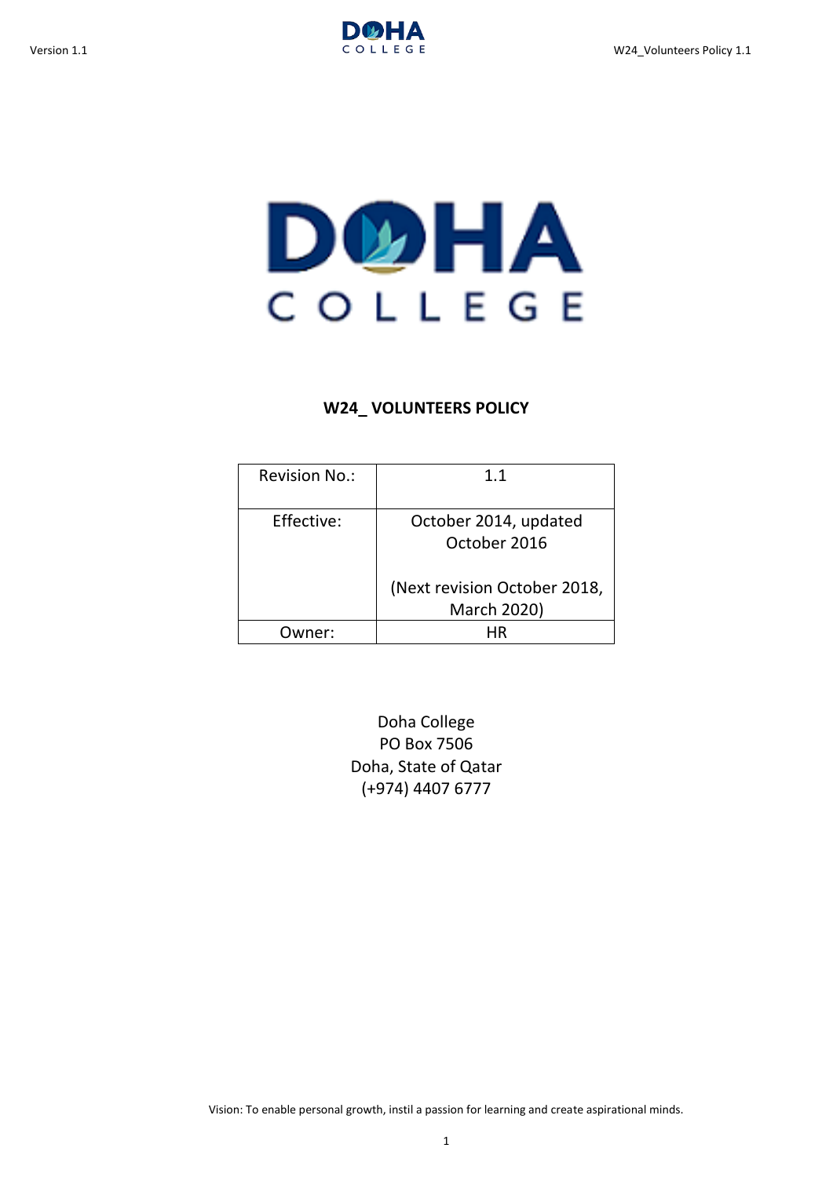DOHA COLLEGE

# W24_ VOLUNTEERS POLICY

| Revision No.: | 1.1 |
|---|---|
| Effective: | October 2014, updated October 2016<br><br>(Next revision October 2018, March 2020) |
| Owner: | HR |

Doha College
PO Box 7506
Doha, State of Qatar
(+974) 4407 6777

Vision: To enable personal growth, instil a passion for learning and create aspirational minds.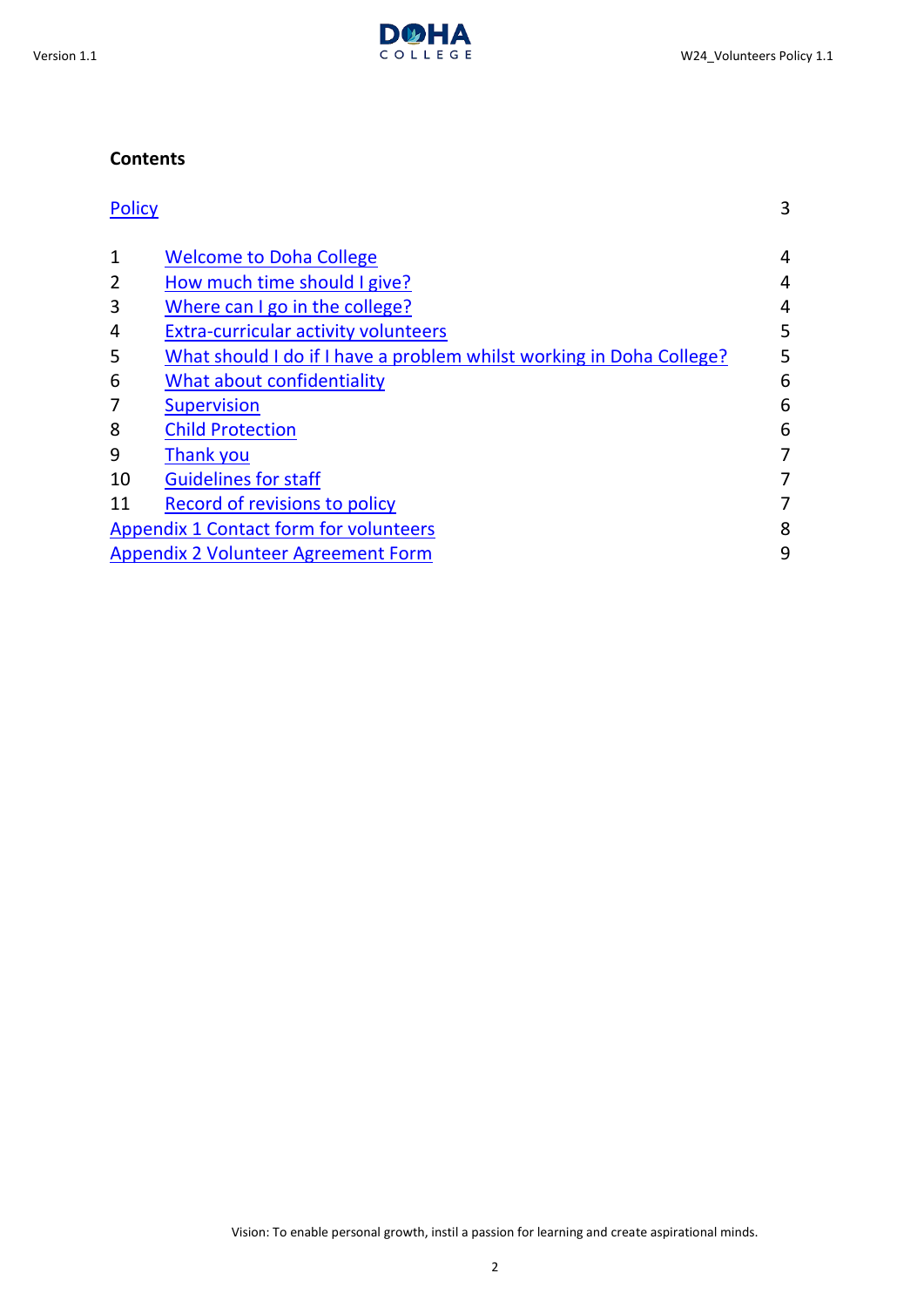**Contents**

| | | |
|---|---|---|
| Policy | | 3 |
| 1 | Welcome to Doha College | 4 |
| 2 | How much time should I give? | 4 |
| 3 | Where can I go in the college? | 4 |
| 4 | Extra-curricular activity volunteers | 5 |
| 5 | What should I do if I have a problem whilst working in Doha College? | 5 |
| 6 | What about confidentiality | 6 |
| 7 | Supervision | 6 |
| 8 | Child Protection | 6 |
| 9 | Thank you | 7 |
| 10 | Guidelines for staff | 7 |
| 11 | Record of revisions to policy | 7 |
| Appendix 1 Contact form for volunteers | | 8 |
| Appendix 2 Volunteer Agreement Form | | 9 |

Vision: To enable personal growth, instil a passion for learning and create aspirational minds.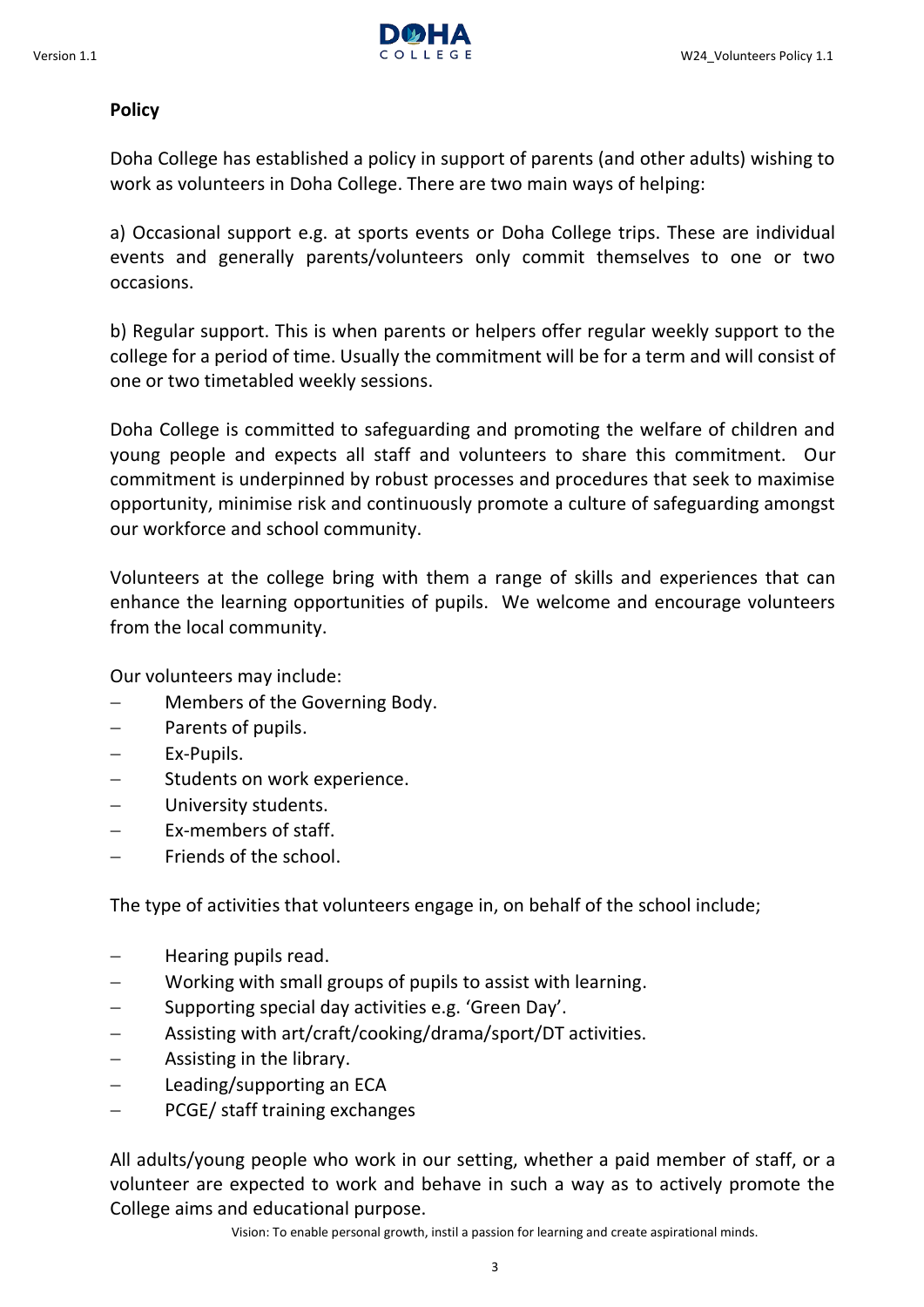## Policy

Doha College has established a policy in support of parents (and other adults) wishing to work as volunteers in Doha College. There are two main ways of helping:

a) Occasional support e.g. at sports events or Doha College trips. These are individual events and generally parents/volunteers only commit themselves to one or two occasions.

b) Regular support. This is when parents or helpers offer regular weekly support to the college for a period of time. Usually the commitment will be for a term and will consist of one or two timetabled weekly sessions.

Doha College is committed to safeguarding and promoting the welfare of children and young people and expects all staff and volunteers to share this commitment. Our commitment is underpinned by robust processes and procedures that seek to maximise opportunity, minimise risk and continuously promote a culture of safeguarding amongst our workforce and school community.

Volunteers at the college bring with them a range of skills and experiences that can enhance the learning opportunities of pupils. We welcome and encourage volunteers from the local community.

Our volunteers may include:

- Members of the Governing Body.
- Parents of pupils.
- Ex-Pupils.
- Students on work experience.
- University students.
- Ex-members of staff.
- Friends of the school.

The type of activities that volunteers engage in, on behalf of the school include;

- Hearing pupils read.
- Working with small groups of pupils to assist with learning.
- Supporting special day activities e.g. 'Green Day'.
- Assisting with art/craft/cooking/drama/sport/DT activities.
- Assisting in the library.
- Leading/supporting an ECA
- PCGE/ staff training exchanges

All adults/young people who work in our setting, whether a paid member of staff, or a volunteer are expected to work and behave in such a way as to actively promote the College aims and educational purpose.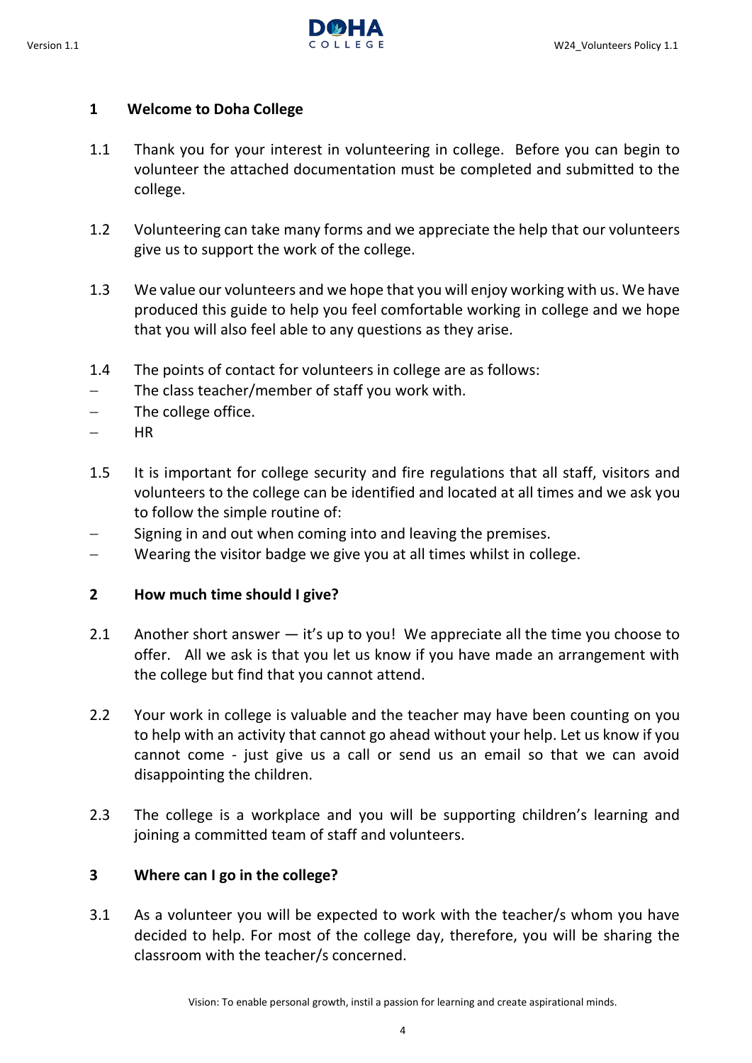## 1 Welcome to Doha College

1.1 Thank you for your interest in volunteering in college. Before you can begin to volunteer the attached documentation must be completed and submitted to the college.

1.2 Volunteering can take many forms and we appreciate the help that our volunteers give us to support the work of the college.

1.3 We value our volunteers and we hope that you will enjoy working with us. We have produced this guide to help you feel comfortable working in college and we hope that you will also feel able to any questions as they arise.

1.4 The points of contact for volunteers in college are as follows:

- The class teacher/member of staff you work with.
- The college office.
- HR

1.5 It is important for college security and fire regulations that all staff, visitors and volunteers to the college can be identified and located at all times and we ask you to follow the simple routine of:

- Signing in and out when coming into and leaving the premises.
- Wearing the visitor badge we give you at all times whilst in college.

## 2 How much time should I give?

2.1 Another short answer — it's up to you! We appreciate all the time you choose to offer. All we ask is that you let us know if you have made an arrangement with the college but find that you cannot attend.

2.2 Your work in college is valuable and the teacher may have been counting on you to help with an activity that cannot go ahead without your help. Let us know if you cannot come - just give us a call or send us an email so that we can avoid disappointing the children.

2.3 The college is a workplace and you will be supporting children's learning and joining a committed team of staff and volunteers.

## 3 Where can I go in the college?

3.1 As a volunteer you will be expected to work with the teacher/s whom you have decided to help. For most of the college day, therefore, you will be sharing the classroom with the teacher/s concerned.

Vision: To enable personal growth, instil a passion for learning and create aspirational minds.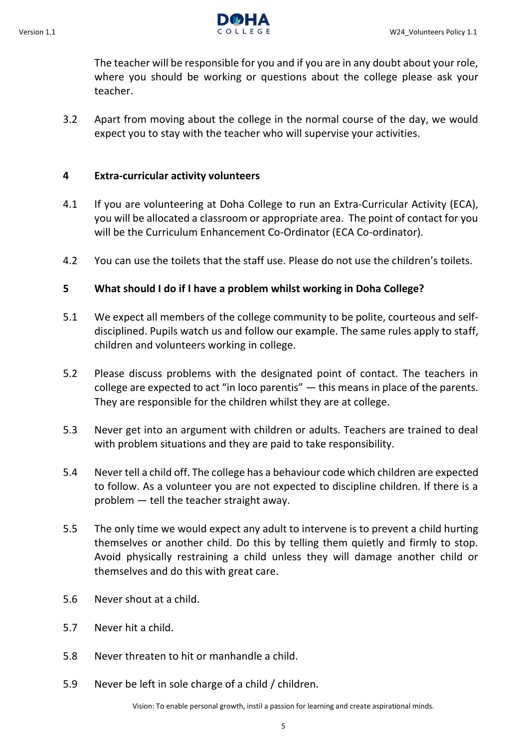The teacher will be responsible for you and if you are in any doubt about your role, where you should be working or questions about the college please ask your teacher.

3.2 Apart from moving about the college in the normal course of the day, we would expect you to stay with the teacher who will supervise your activities.

## 4 Extra-curricular activity volunteers

4.1 If you are volunteering at Doha College to run an Extra-Curricular Activity (ECA), you will be allocated a classroom or appropriate area. The point of contact for you will be the Curriculum Enhancement Co-Ordinator (ECA Co-ordinator).

4.2 You can use the toilets that the staff use. Please do not use the children's toilets.

## 5 What should I do if I have a problem whilst working in Doha College?

5.1 We expect all members of the college community to be polite, courteous and self-disciplined. Pupils watch us and follow our example. The same rules apply to staff, children and volunteers working in college.

5.2 Please discuss problems with the designated point of contact. The teachers in college are expected to act "in loco parentis" — this means in place of the parents. They are responsible for the children whilst they are at college.

5.3 Never get into an argument with children or adults. Teachers are trained to deal with problem situations and they are paid to take responsibility.

5.4 Never tell a child off. The college has a behaviour code which children are expected to follow. As a volunteer you are not expected to discipline children. If there is a problem — tell the teacher straight away.

5.5 The only time we would expect any adult to intervene is to prevent a child hurting themselves or another child. Do this by telling them quietly and firmly to stop. Avoid physically restraining a child unless they will damage another child or themselves and do this with great care.

5.6 Never shout at a child.

5.7 Never hit a child.

5.8 Never threaten to hit or manhandle a child.

5.9 Never be left in sole charge of a child / children.

Vision: To enable personal growth, instil a passion for learning and create aspirational minds.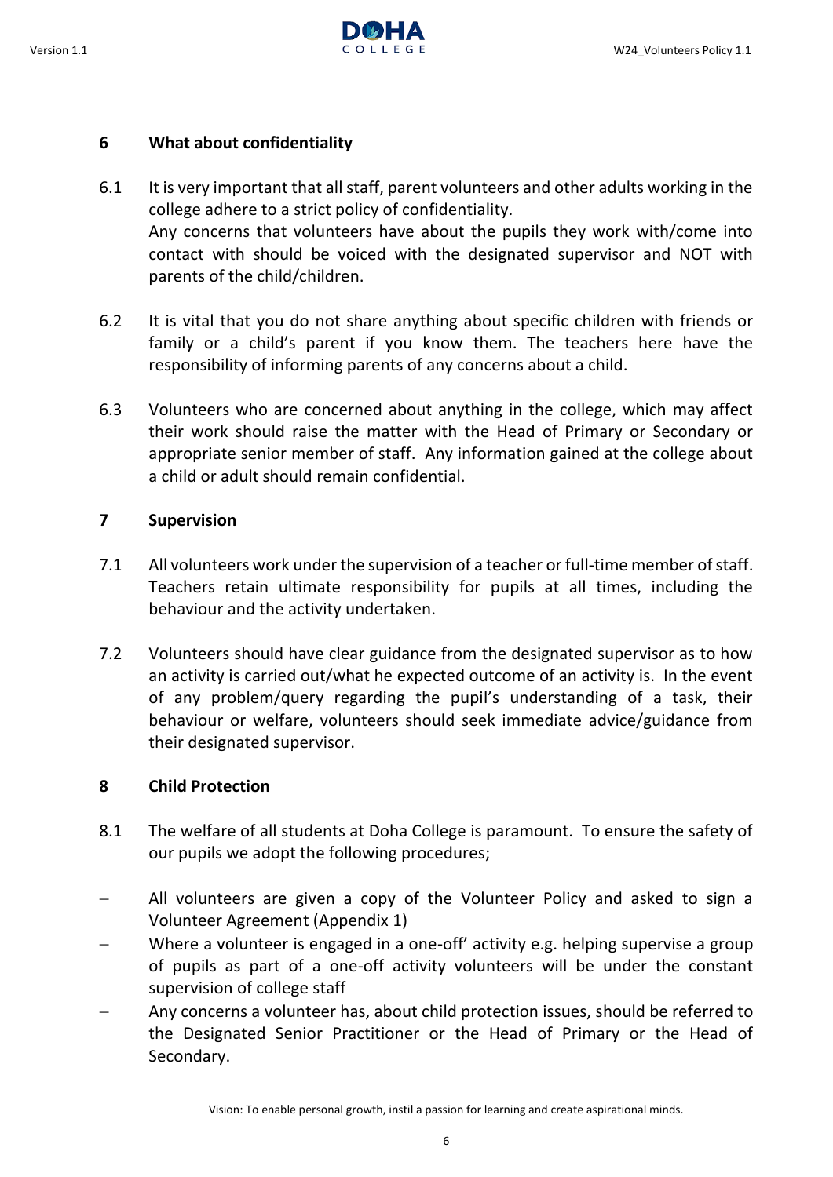## 6 What about confidentiality

6.1 It is very important that all staff, parent volunteers and other adults working in the college adhere to a strict policy of confidentiality.
Any concerns that volunteers have about the pupils they work with/come into contact with should be voiced with the designated supervisor and NOT with parents of the child/children.

6.2 It is vital that you do not share anything about specific children with friends or family or a child's parent if you know them. The teachers here have the responsibility of informing parents of any concerns about a child.

6.3 Volunteers who are concerned about anything in the college, which may affect their work should raise the matter with the Head of Primary or Secondary or appropriate senior member of staff. Any information gained at the college about a child or adult should remain confidential.

## 7 Supervision

7.1 All volunteers work under the supervision of a teacher or full-time member of staff. Teachers retain ultimate responsibility for pupils at all times, including the behaviour and the activity undertaken.

7.2 Volunteers should have clear guidance from the designated supervisor as to how an activity is carried out/what he expected outcome of an activity is. In the event of any problem/query regarding the pupil's understanding of a task, their behaviour or welfare, volunteers should seek immediate advice/guidance from their designated supervisor.

## 8 Child Protection

8.1 The welfare of all students at Doha College is paramount. To ensure the safety of our pupils we adopt the following procedures;

- All volunteers are given a copy of the Volunteer Policy and asked to sign a Volunteer Agreement (Appendix 1)
- Where a volunteer is engaged in a one-off' activity e.g. helping supervise a group of pupils as part of a one-off activity volunteers will be under the constant supervision of college staff
- Any concerns a volunteer has, about child protection issues, should be referred to the Designated Senior Practitioner or the Head of Primary or the Head of Secondary.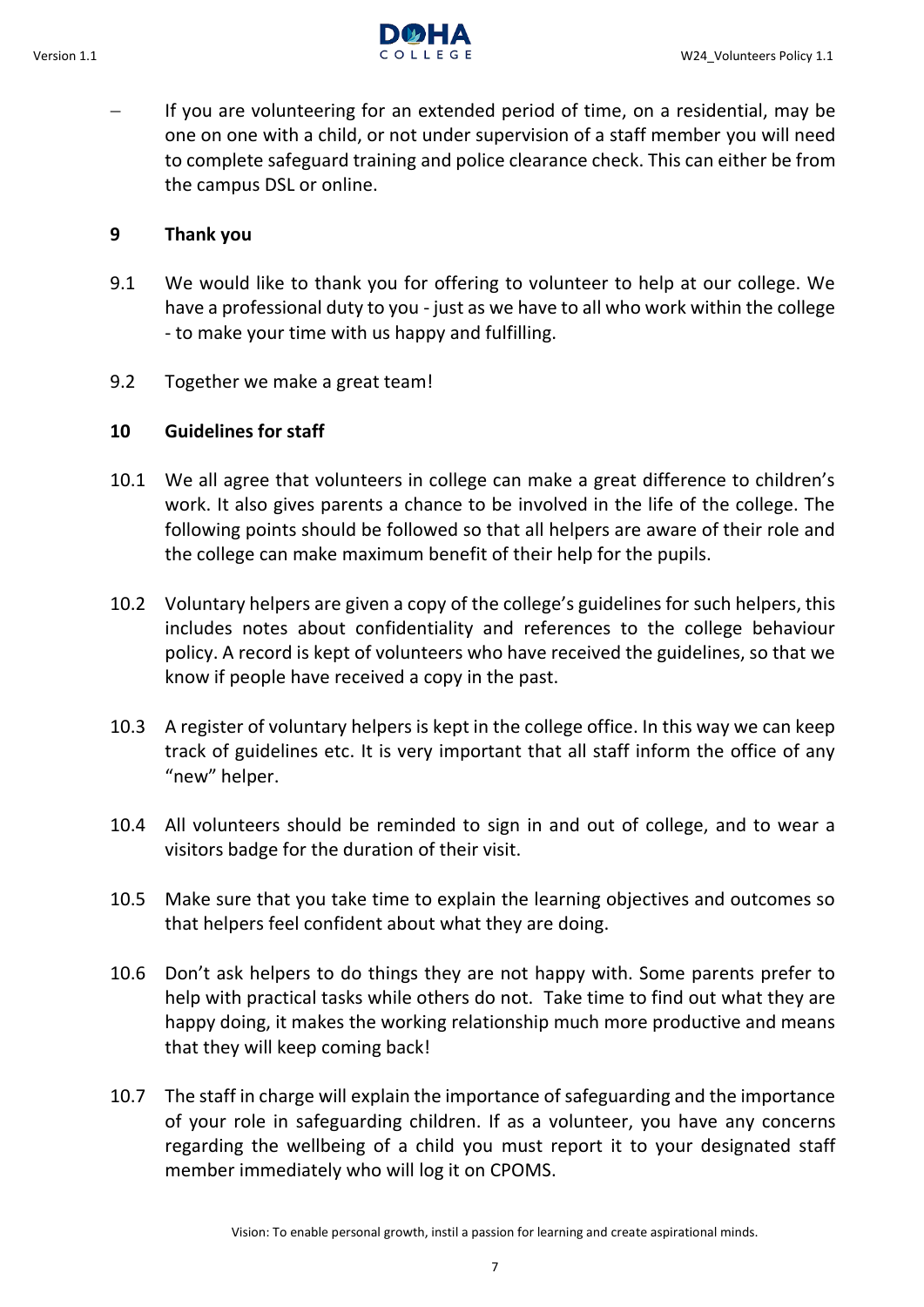- If you are volunteering for an extended period of time, on a residential, may be one on one with a child, or not under supervision of a staff member you will need to complete safeguard training and police clearance check. This can either be from the campus DSL or online.

## 9 Thank you

9.1 We would like to thank you for offering to volunteer to help at our college. We have a professional duty to you - just as we have to all who work within the college - to make your time with us happy and fulfilling.

9.2 Together we make a great team!

## 10 Guidelines for staff

10.1 We all agree that volunteers in college can make a great difference to children's work. It also gives parents a chance to be involved in the life of the college. The following points should be followed so that all helpers are aware of their role and the college can make maximum benefit of their help for the pupils.

10.2 Voluntary helpers are given a copy of the college's guidelines for such helpers, this includes notes about confidentiality and references to the college behaviour policy. A record is kept of volunteers who have received the guidelines, so that we know if people have received a copy in the past.

10.3 A register of voluntary helpers is kept in the college office. In this way we can keep track of guidelines etc. It is very important that all staff inform the office of any "new" helper.

10.4 All volunteers should be reminded to sign in and out of college, and to wear a visitors badge for the duration of their visit.

10.5 Make sure that you take time to explain the learning objectives and outcomes so that helpers feel confident about what they are doing.

10.6 Don't ask helpers to do things they are not happy with. Some parents prefer to help with practical tasks while others do not. Take time to find out what they are happy doing, it makes the working relationship much more productive and means that they will keep coming back!

10.7 The staff in charge will explain the importance of safeguarding and the importance of your role in safeguarding children. If as a volunteer, you have any concerns regarding the wellbeing of a child you must report it to your designated staff member immediately who will log it on CPOMS.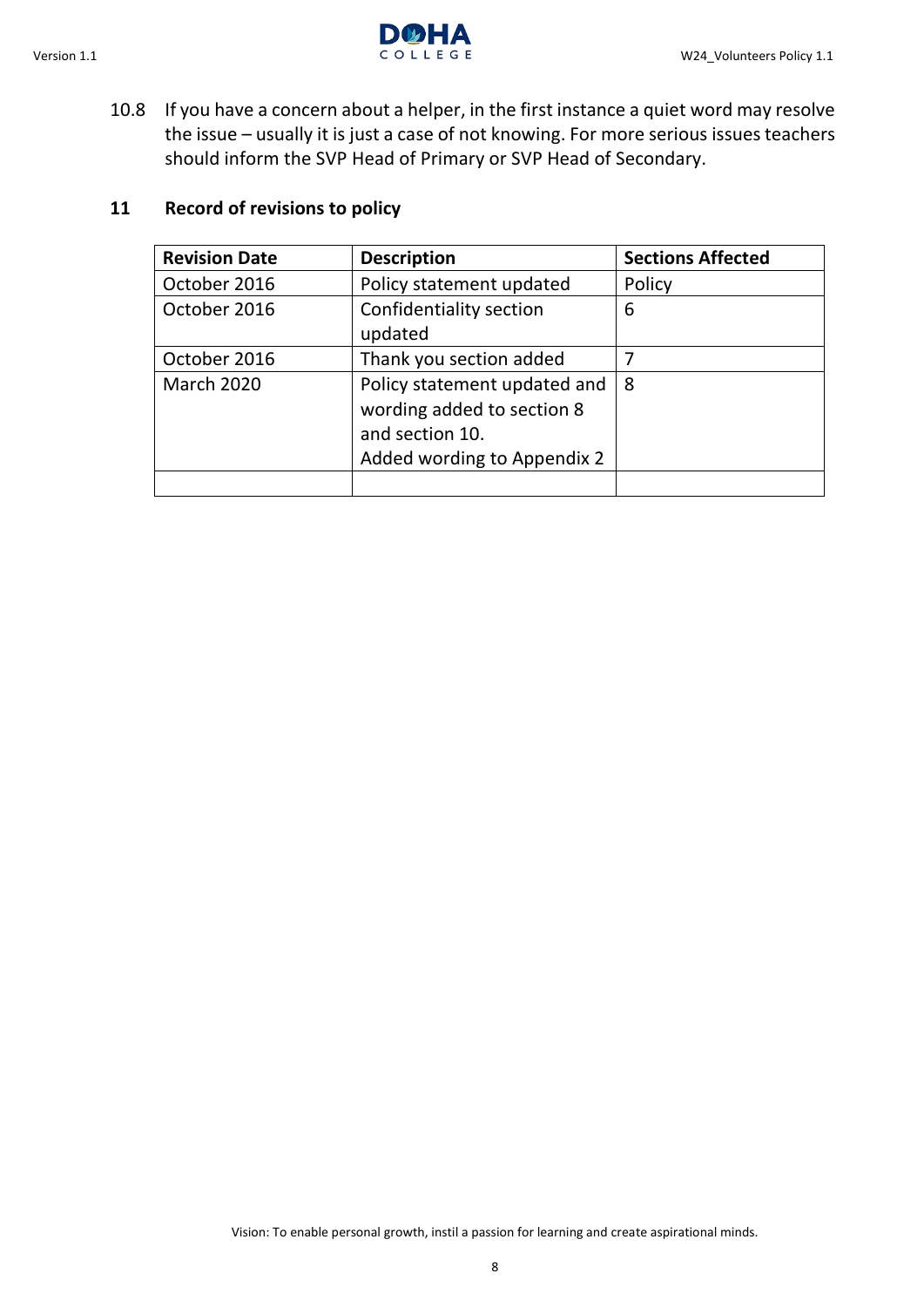10.8 If you have a concern about a helper, in the first instance a quiet word may resolve the issue – usually it is just a case of not knowing. For more serious issues teachers should inform the SVP Head of Primary or SVP Head of Secondary.

## 11 Record of revisions to policy

| Revision Date | Description | Sections Affected |
|---|---|---|
| October 2016 | Policy statement updated | Policy |
| October 2016 | Confidentiality section updated | 6 |
| October 2016 | Thank you section added | 7 |
| March 2020 | Policy statement updated and wording added to section 8 and section 10. Added wording to Appendix 2 | 8 |
| | | |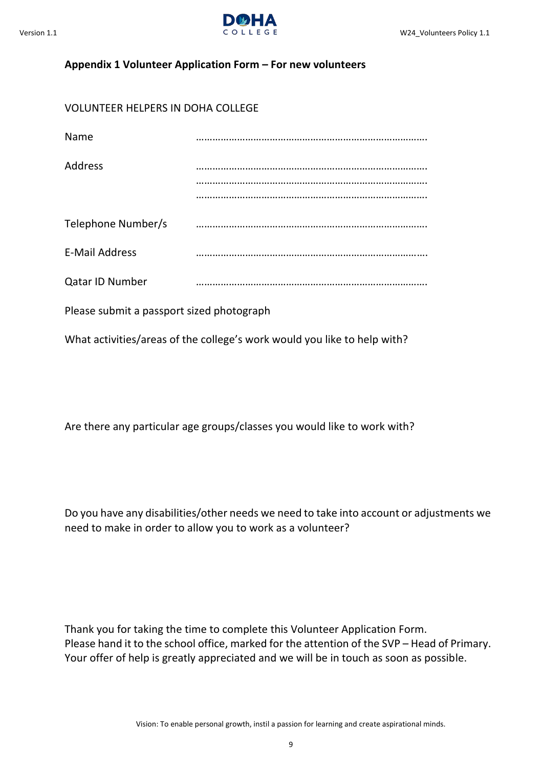## Appendix 1 Volunteer Application Form – For new volunteers

VOLUNTEER HELPERS IN DOHA COLLEGE

Name ……………………………………………………………………………

Address ……………………………………………………………………………
……………………………………………………………………………
……………………………………………………………………………

Telephone Number/s ……………………………………………………………………………

E-Mail Address ……………………………………………………………………………

Qatar ID Number ……………………………………………………………………………

Please submit a passport sized photograph

What activities/areas of the college's work would you like to help with?

Are there any particular age groups/classes you would like to work with?

Do you have any disabilities/other needs we need to take into account or adjustments we need to make in order to allow you to work as a volunteer?

Thank you for taking the time to complete this Volunteer Application Form.
Please hand it to the school office, marked for the attention of the SVP – Head of Primary.
Your offer of help is greatly appreciated and we will be in touch as soon as possible.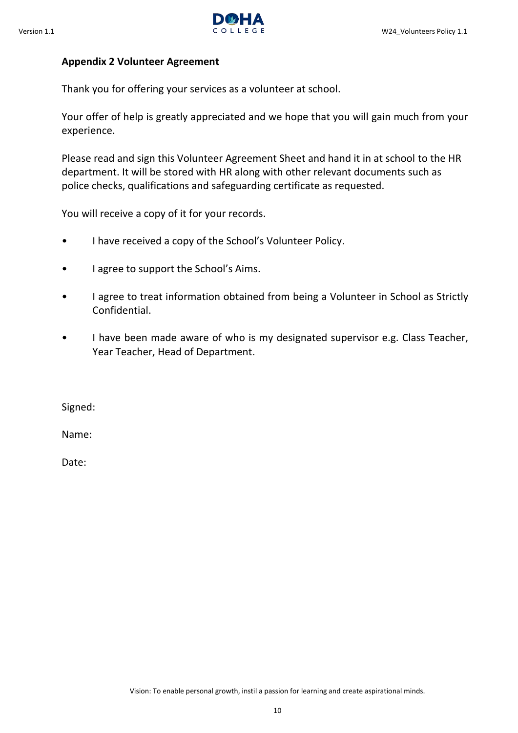## Appendix 2 Volunteer Agreement

Thank you for offering your services as a volunteer at school.

Your offer of help is greatly appreciated and we hope that you will gain much from your experience.

Please read and sign this Volunteer Agreement Sheet and hand it in at school to the HR department. It will be stored with HR along with other relevant documents such as police checks, qualifications and safeguarding certificate as requested.

You will receive a copy of it for your records.

- I have received a copy of the School's Volunteer Policy.
- I agree to support the School's Aims.
- I agree to treat information obtained from being a Volunteer in School as Strictly Confidential.
- I have been made aware of who is my designated supervisor e.g. Class Teacher, Year Teacher, Head of Department.

Signed:

Name:

Date: